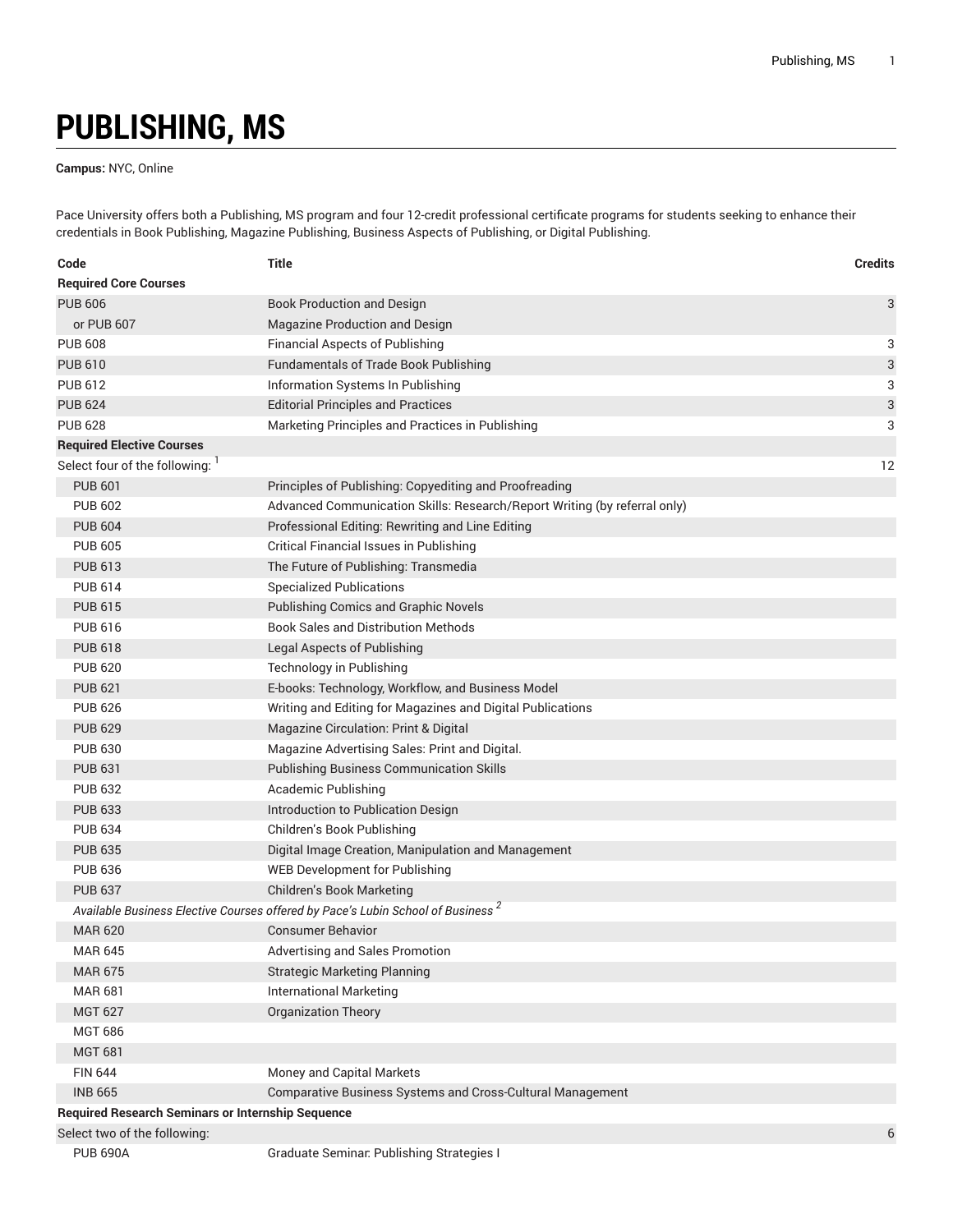# PUBLISHING, MS

**Campus:** NYC, Online

Pace University offers both a Publishing, MS program and four 12-credit professional certificate programs for students seeking to enhance their credentials in Book Publishing, Magazine Publishing, Business Aspects of Publishing, or Digital Publishing.

| Code | Title | Credits |
| --- | --- | --- |
| **Required Core Courses** | | |
| PUB 606 | Book Production and Design | 3 |
| or PUB 607 | Magazine Production and Design | |
| PUB 608 | Financial Aspects of Publishing | 3 |
| PUB 610 | Fundamentals of Trade Book Publishing | 3 |
| PUB 612 | Information Systems In Publishing | 3 |
| PUB 624 | Editorial Principles and Practices | 3 |
| PUB 628 | Marketing Principles and Practices in Publishing | 3 |
| **Required Elective Courses** | | |
| Select four of the following: [1] | | 12 |
| PUB 601 | Principles of Publishing: Copyediting and Proofreading | |
| PUB 602 | Advanced Communication Skills: Research/Report Writing (by referral only) | |
| PUB 604 | Professional Editing: Rewriting and Line Editing | |
| PUB 605 | Critical Financial Issues in Publishing | |
| PUB 613 | The Future of Publishing: Transmedia | |
| PUB 614 | Specialized Publications | |
| PUB 615 | Publishing Comics and Graphic Novels | |
| PUB 616 | Book Sales and Distribution Methods | |
| PUB 618 | Legal Aspects of Publishing | |
| PUB 620 | Technology in Publishing | |
| PUB 621 | E-books: Technology, Workflow, and Business Model | |
| PUB 626 | Writing and Editing for Magazines and Digital Publications | |
| PUB 629 | Magazine Circulation: Print & Digital | |
| PUB 630 | Magazine Advertising Sales: Print and Digital. | |
| PUB 631 | Publishing Business Communication Skills | |
| PUB 632 | Academic Publishing | |
| PUB 633 | Introduction to Publication Design | |
| PUB 634 | Children's Book Publishing | |
| PUB 635 | Digital Image Creation, Manipulation and Management | |
| PUB 636 | WEB Development for Publishing | |
| PUB 637 | Children's Book Marketing | |
| *Available Business Elective Courses offered by Pace's Lubin School of Business* [2] | | |
| MAR 620 | Consumer Behavior | |
| MAR 645 | Advertising and Sales Promotion | |
| MAR 675 | Strategic Marketing Planning | |
| MAR 681 | International Marketing | |
| MGT 627 | Organization Theory | |
| MGT 686 | | |
| MGT 681 | | |
| FIN 644 | Money and Capital Markets | |
| INB 665 | Comparative Business Systems and Cross-Cultural Management | |
| **Required Research Seminars or Internship Sequence** | | |
| Select two of the following: | | 6 |
| PUB 690A | Graduate Seminar: Publishing Strategies I | |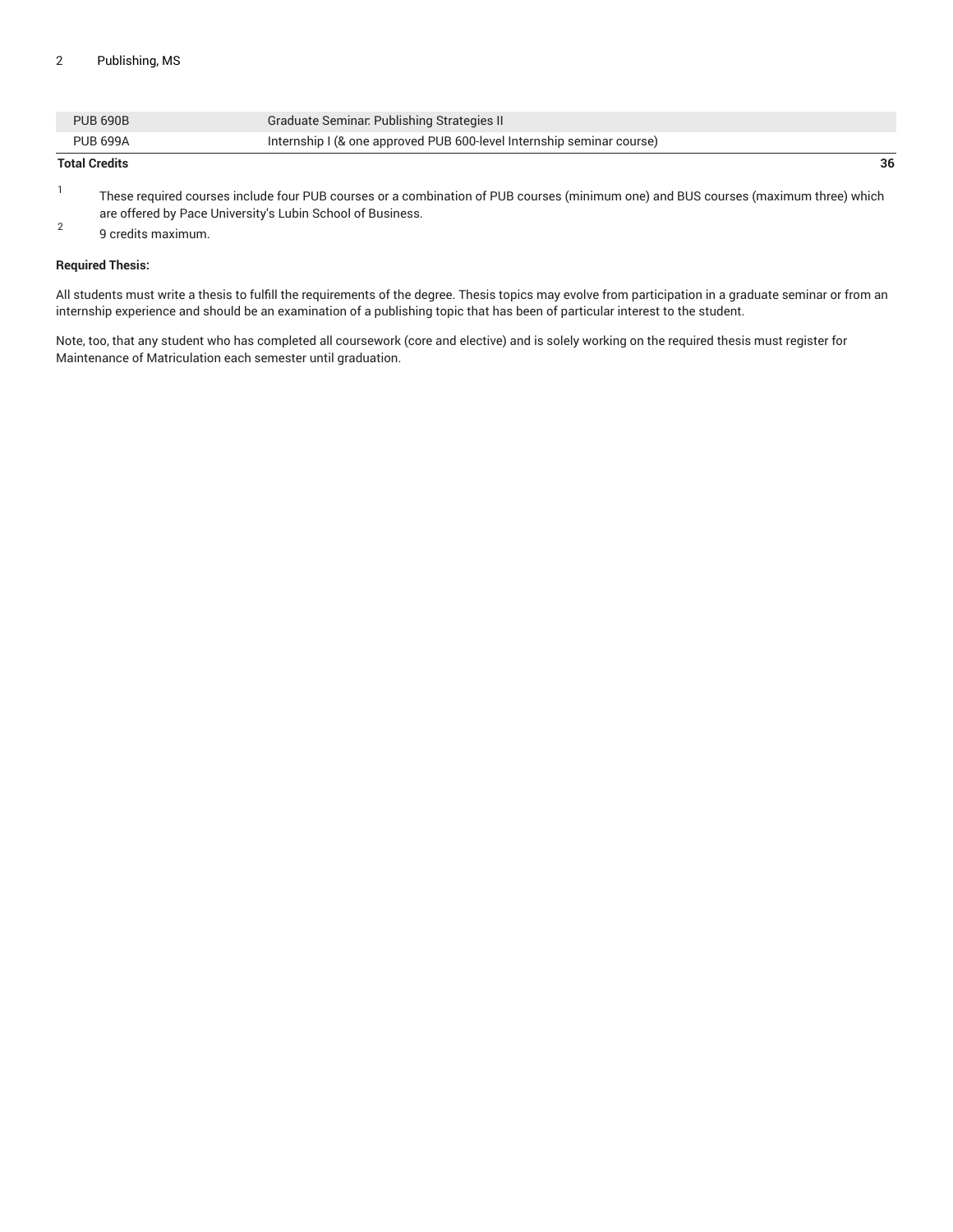| | | |
| --- | --- | --- |
| PUB 690B | Graduate Seminar: Publishing Strategies II | |
| PUB 699A | Internship I (& one approved PUB 600-level Internship seminar course) | |
| **Total Credits** | | **36** |

[1] These required courses include four PUB courses or a combination of PUB courses (minimum one) and BUS courses (maximum three) which are offered by Pace University's Lubin School of Business.

[2] 9 credits maximum.

**Required Thesis:**

All students must write a thesis to fulfill the requirements of the degree. Thesis topics may evolve from participation in a graduate seminar or from an internship experience and should be an examination of a publishing topic that has been of particular interest to the student.

Note, too, that any student who has completed all coursework (core and elective) and is solely working on the required thesis must register for Maintenance of Matriculation each semester until graduation.